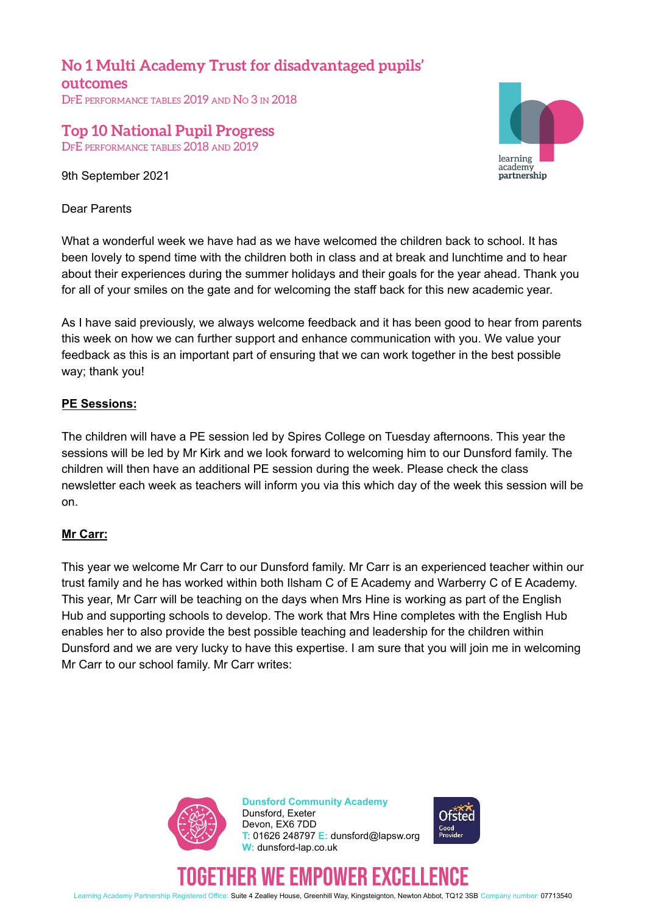## No 1 Multi Academy Trust for disadvantaged pupils' outcomes

DfE PERFORMANCE TABLES 2019 AND No 3 IN 2018

## Top 10 National Pupil Progress

DfE PERFORMANCE TABLES 2018 AND 2019

9th September 2021

Dear Parents

What a wonderful week we have had as we have welcomed the children back to school. It has been lovely to spend time with the children both in class and at break and lunchtime and to hear about their experiences during the summer holidays and their goals for the year ahead. Thank you for all of your smiles on the gate and for welcoming the staff back for this new academic year.

As I have said previously, we always welcome feedback and it has been good to hear from parents this week on how we can further support and enhance communication with you. We value your feedback as this is an important part of ensuring that we can work together in the best possible way; thank you!

**PE Sessions:**

The children will have a PE session led by Spires College on Tuesday afternoons. This year the sessions will be led by Mr Kirk and we look forward to welcoming him to our Dunsford family. The children will then have an additional PE session during the week. Please check the class newsletter each week as teachers will inform you via this which day of the week this session will be on.

**Mr Carr:**

This year we welcome Mr Carr to our Dunsford family. Mr Carr is an experienced teacher within our trust family and he has worked within both Ilsham C of E Academy and Warberry C of E Academy. This year, Mr Carr will be teaching on the days when Mrs Hine is working as part of the English Hub and supporting schools to develop. The work that Mrs Hine completes with the English Hub enables her to also provide the best possible teaching and leadership for the children within Dunsford and we are very lucky to have this expertise. I am sure that you will join me in welcoming Mr Carr to our school family. Mr Carr writes:

**Dunsford Community Academy**
Dunsford, Exeter
Devon, EX6 7DD
T: 01626 248797 E: dunsford@lapsw.org
W: dunsford-lap.co.uk

TOGETHER WE EMPOWER EXCELLENCE

Learning Academy Partnership Registered Office: Suite 4 Zealley House, Greenhill Way, Kingsteignton, Newton Abbot, TQ12 3SB Company number: 07713540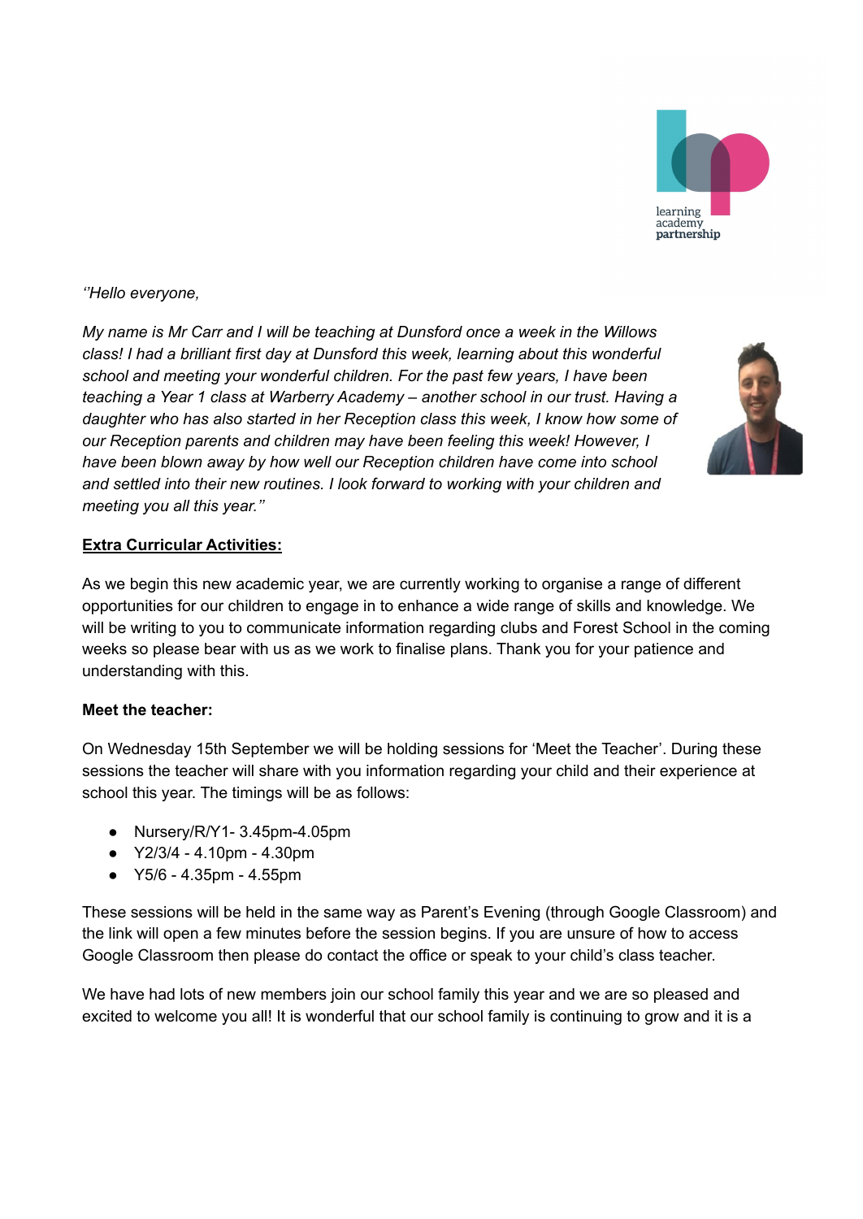*''Hello everyone,*

*My name is Mr Carr and I will be teaching at Dunsford once a week in the Willows class! I had a brilliant first day at Dunsford this week, learning about this wonderful school and meeting your wonderful children. For the past few years, I have been teaching a Year 1 class at Warberry Academy – another school in our trust. Having a daughter who has also started in her Reception class this week, I know how some of our Reception parents and children may have been feeling this week! However, I have been blown away by how well our Reception children have come into school and settled into their new routines. I look forward to working with your children and meeting you all this year.''*

**Extra Curricular Activities:**

As we begin this new academic year, we are currently working to organise a range of different opportunities for our children to engage in to enhance a wide range of skills and knowledge. We will be writing to you to communicate information regarding clubs and Forest School in the coming weeks so please bear with us as we work to finalise plans. Thank you for your patience and understanding with this.

**Meet the teacher:**

On Wednesday 15th September we will be holding sessions for 'Meet the Teacher'. During these sessions the teacher will share with you information regarding your child and their experience at school this year. The timings will be as follows:

- Nursery/R/Y1- 3.45pm-4.05pm
- Y2/3/4 - 4.10pm - 4.30pm
- Y5/6 - 4.35pm - 4.55pm

These sessions will be held in the same way as Parent's Evening (through Google Classroom) and the link will open a few minutes before the session begins. If you are unsure of how to access Google Classroom then please do contact the office or speak to your child's class teacher.

We have had lots of new members join our school family this year and we are so pleased and excited to welcome you all! It is wonderful that our school family is continuing to grow and it is a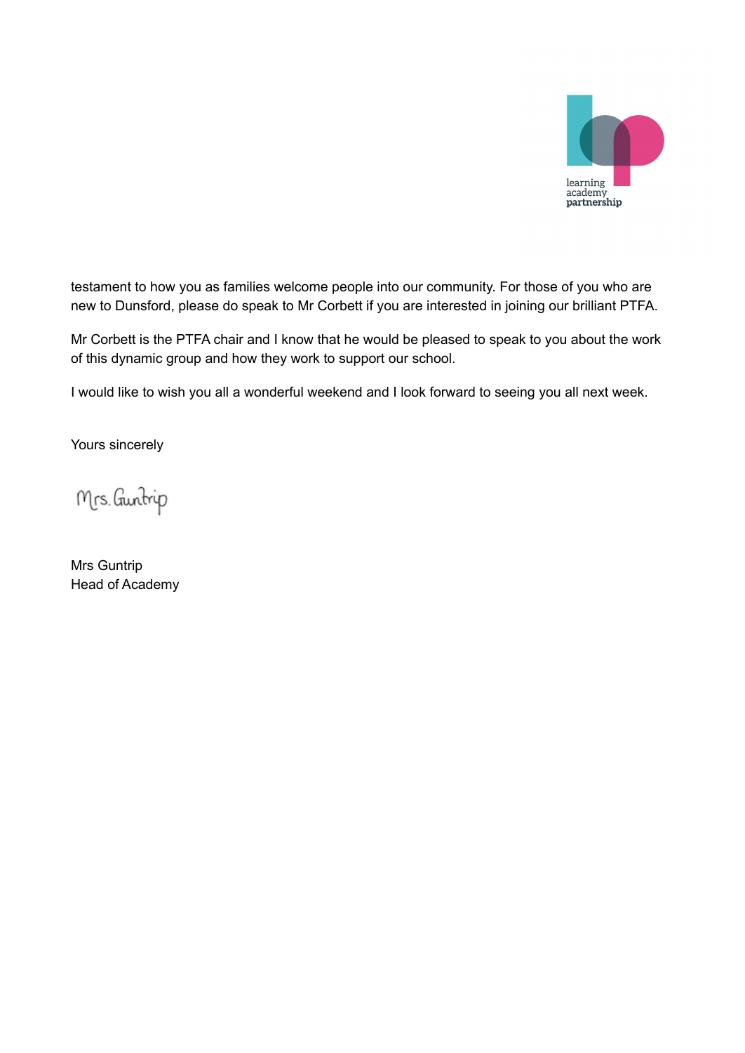testament to how you as families welcome people into our community. For those of you who are new to Dunsford, please do speak to Mr Corbett if you are interested in joining our brilliant PTFA.

Mr Corbett is the PTFA chair and I know that he would be pleased to speak to you about the work of this dynamic group and how they work to support our school.

I would like to wish you all a wonderful weekend and I look forward to seeing you all next week.

Yours sincerely

Mrs. Guntrip

Mrs Guntrip
Head of Academy